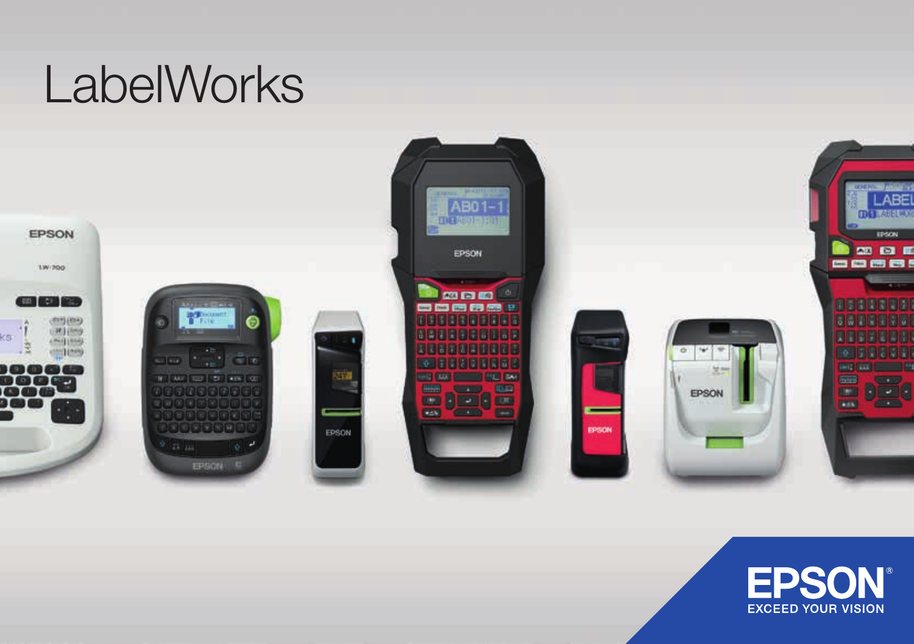# LabelWorks

EPSON

EXCEED YOUR VISION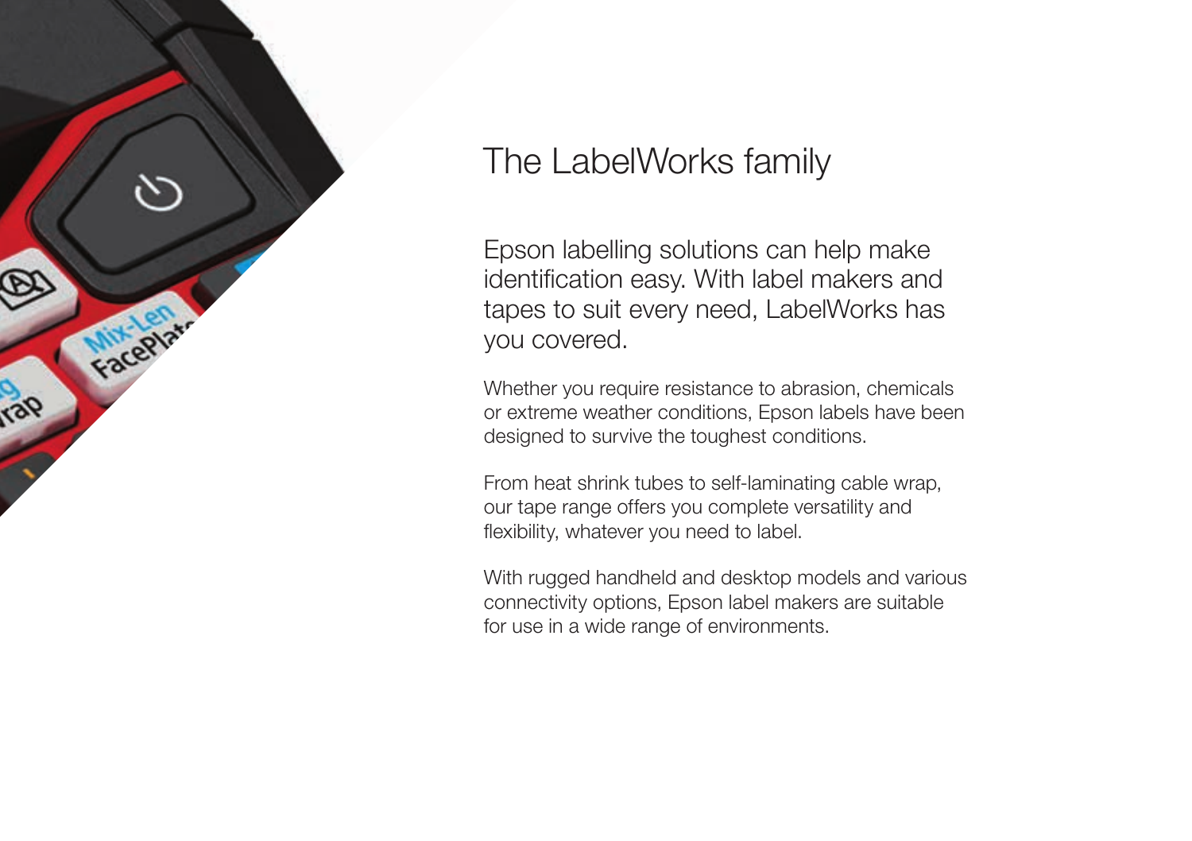# The LabelWorks family

Epson labelling solutions can help make identification easy. With label makers and tapes to suit every need, LabelWorks has you covered.

Whether you require resistance to abrasion, chemicals or extreme weather conditions, Epson labels have been designed to survive the toughest conditions.

From heat shrink tubes to self-laminating cable wrap, our tape range offers you complete versatility and flexibility, whatever you need to label.

With rugged handheld and desktop models and various connectivity options, Epson label makers are suitable for use in a wide range of environments.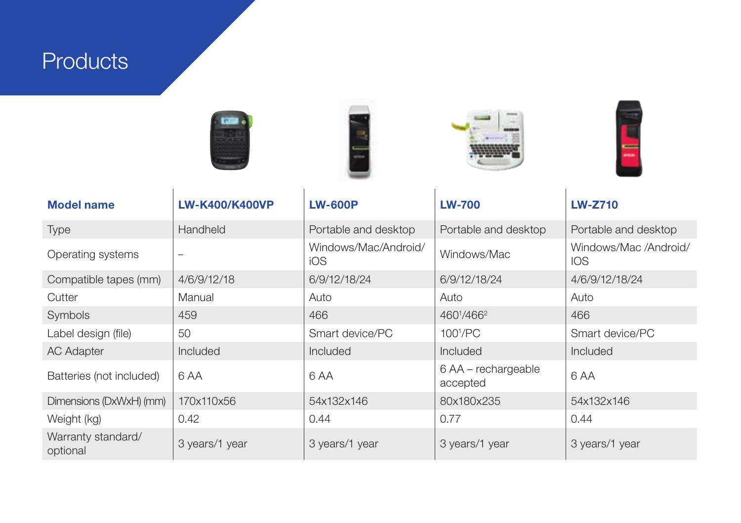# Products

| Model name | LW-K400/K400VP | LW-600P | LW-700 | LW-Z710 |
|---|---|---|---|---|
| Type | Handheld | Portable and desktop | Portable and desktop | Portable and desktop |
| Operating systems | – | Windows/Mac/Android/ iOS | Windows/Mac | Windows/Mac /Android/ IOS |
| Compatible tapes (mm) | 4/6/9/12/18 | 6/9/12/18/24 | 6/9/12/18/24 | 4/6/9/12/18/24 |
| Cutter | Manual | Auto | Auto | Auto |
| Symbols | 459 | 466 | 460[1]/466[2] | 466 |
| Label design (file) | 50 | Smart device/PC | 100[1]/PC | Smart device/PC |
| AC Adapter | Included | Included | Included | Included |
| Batteries (not included) | 6 AA | 6 AA | 6 AA – rechargeable accepted | 6 AA |
| Dimensions (DxWxH) (mm) | 170x110x56 | 54x132x146 | 80x180x235 | 54x132x146 |
| Weight (kg) | 0.42 | 0.44 | 0.77 | 0.44 |
| Warranty standard/ optional | 3 years/1 year | 3 years/1 year | 3 years/1 year | 3 years/1 year |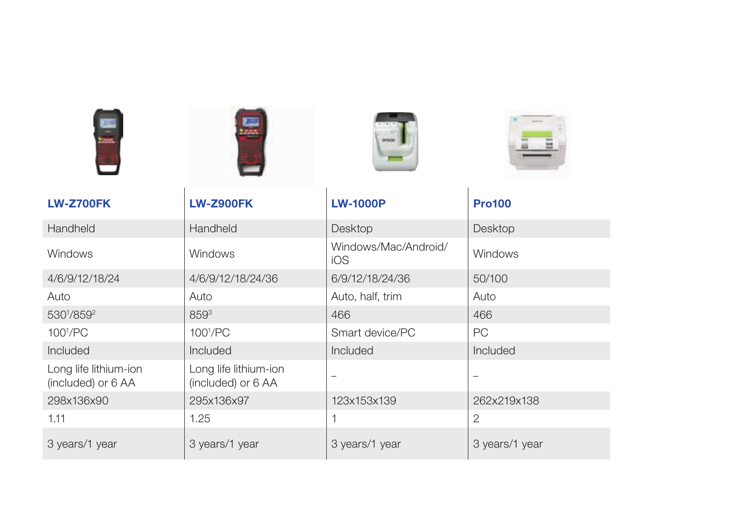| LW-Z700FK | LW-Z900FK | LW-1000P | Pro100 |
| --- | --- | --- | --- |
| Handheld | Handheld | Desktop | Desktop |
| Windows | Windows | Windows/Mac/Android/iOS | Windows |
| 4/6/9/12/18/24 | 4/6/9/12/18/24/36 | 6/9/12/18/24/36 | 50/100 |
| Auto | Auto | Auto, half, trim | Auto |
| 530[1]/859[2] | 859[3] | 466 | 466 |
| 100[1]/PC | 100[1]/PC | Smart device/PC | PC |
| Included | Included | Included | Included |
| Long life lithium-ion (included) or 6 AA | Long life lithium-ion (included) or 6 AA | – | – |
| 298x136x90 | 295x136x97 | 123x153x139 | 262x219x138 |
| 1.11 | 1.25 | 1 | 2 |
| 3 years/1 year | 3 years/1 year | 3 years/1 year | 3 years/1 year |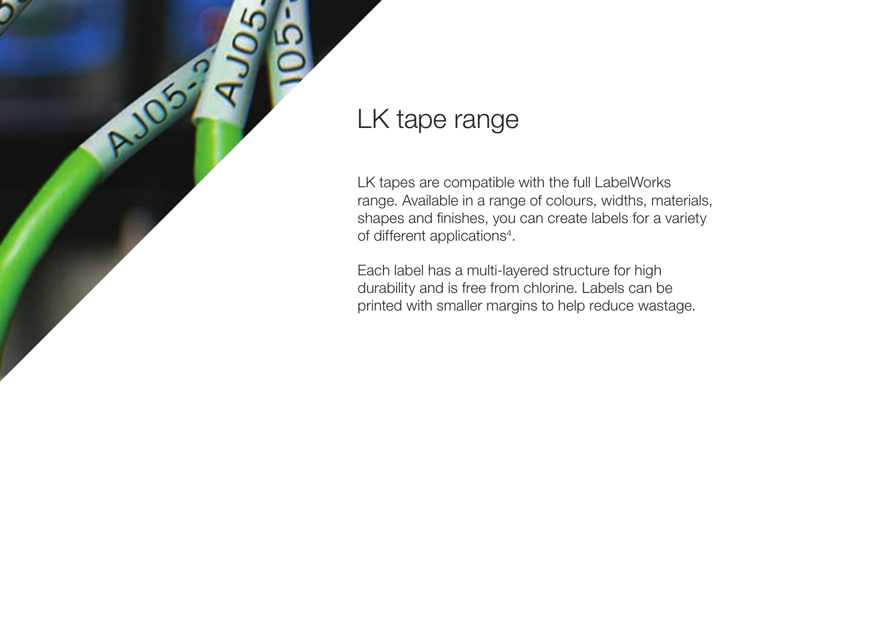# LK tape range

LK tapes are compatible with the full LabelWorks range. Available in a range of colours, widths, materials, shapes and finishes, you can create labels for a variety of different applications[4].

Each label has a multi-layered structure for high durability and is free from chlorine. Labels can be printed with smaller margins to help reduce wastage.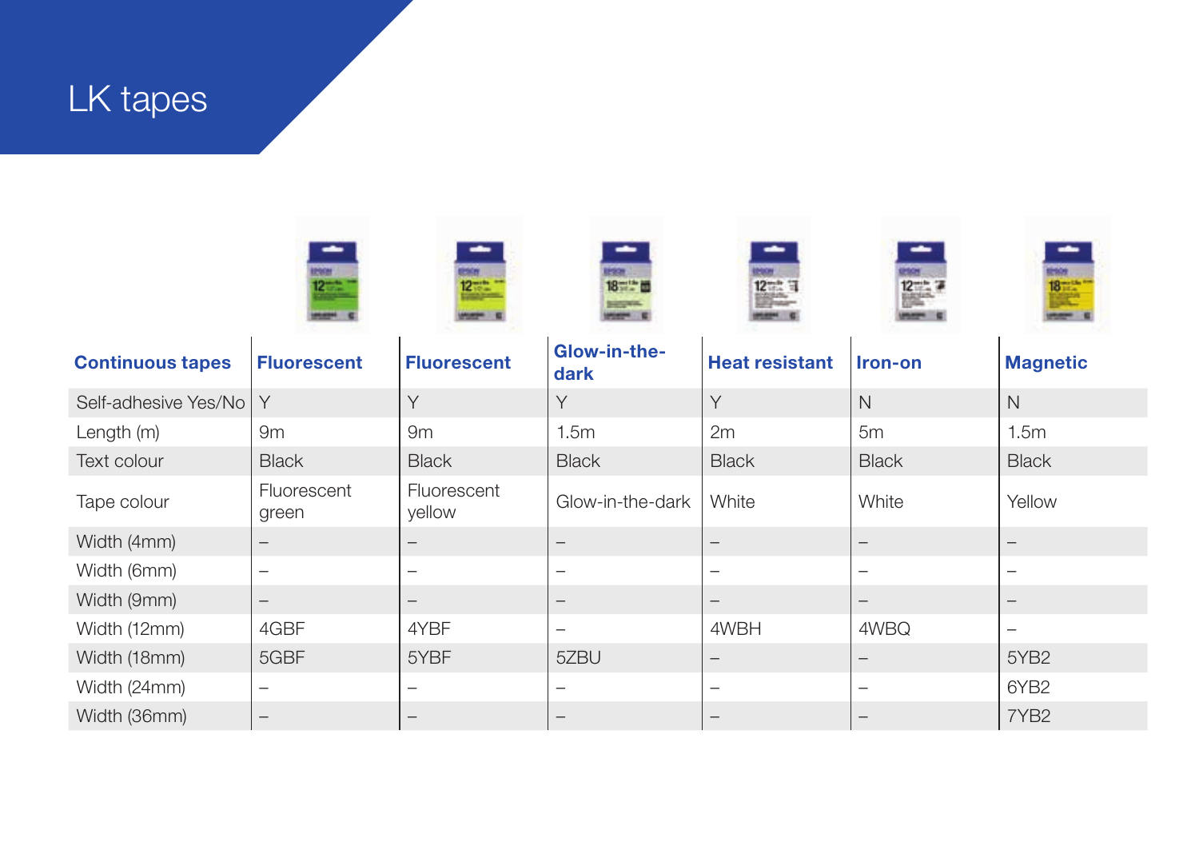# LK tapes

| Continuous tapes | Fluorescent | Fluorescent | Glow-in-the-dark | Heat resistant | Iron-on | Magnetic |
|---|---|---|---|---|---|---|
| Self-adhesive Yes/No | Y | Y | Y | Y | N | N |
| Length (m) | 9m | 9m | 1.5m | 2m | 5m | 1.5m |
| Text colour | Black | Black | Black | Black | Black | Black |
| Tape colour | Fluorescent green | Fluorescent yellow | Glow-in-the-dark | White | White | Yellow |
| Width (4mm) | – | – | – | – | – | – |
| Width (6mm) | – | – | – | – | – | – |
| Width (9mm) | – | – | – | – | – | – |
| Width (12mm) | 4GBF | 4YBF | – | 4WBH | 4WBQ | – |
| Width (18mm) | 5GBF | 5YBF | 5ZBU | – | – | 5YB2 |
| Width (24mm) | – | – | – | – | – | 6YB2 |
| Width (36mm) | – | – | – | – | – | 7YB2 |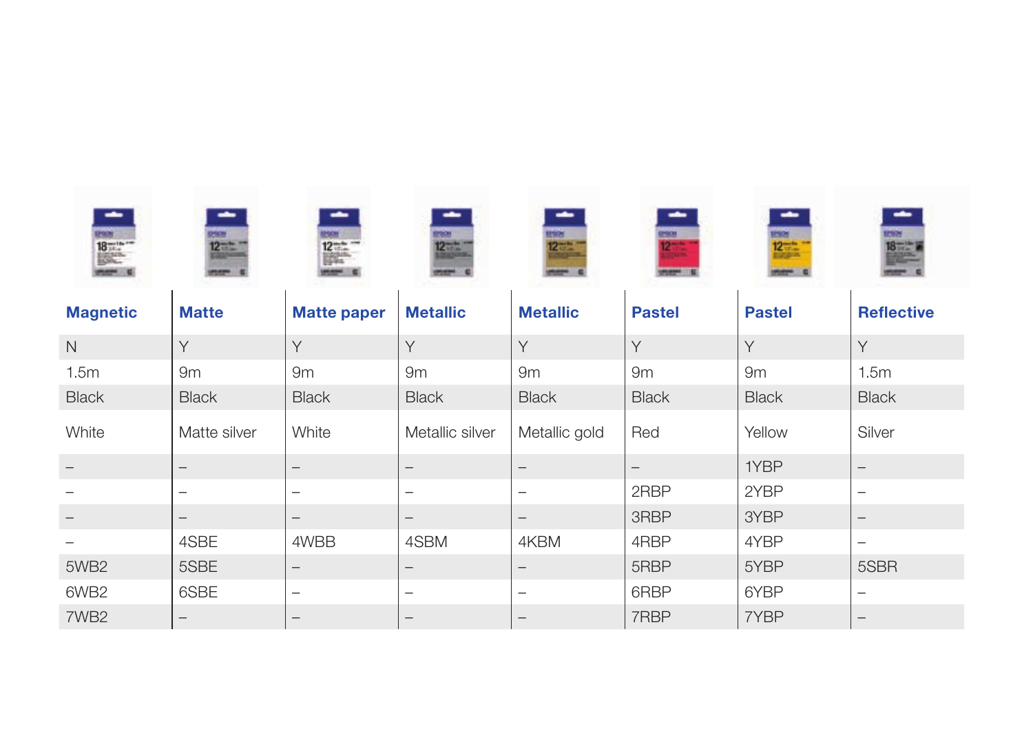| Magnetic | Matte | Matte paper | Metallic | Metallic | Pastel | Pastel | Reflective |
|---|---|---|---|---|---|---|---|
| N | Y | Y | Y | Y | Y | Y | Y |
| 1.5m | 9m | 9m | 9m | 9m | 9m | 9m | 1.5m |
| Black | Black | Black | Black | Black | Black | Black | Black |
| White | Matte silver | White | Metallic silver | Metallic gold | Red | Yellow | Silver |
| – | – | – | – | – | – | 1YBP | – |
| – | – | – | – | – | 2RBP | 2YBP | – |
| – | – | – | – | – | 3RBP | 3YBP | – |
| – | 4SBE | 4WBB | 4SBM | 4KBM | 4RBP | 4YBP | – |
| 5WB2 | 5SBE | – | – | – | 5RBP | 5YBP | 5SBR |
| 6WB2 | 6SBE | – | – | – | 6RBP | 6YBP | – |
| 7WB2 | – | – | – | – | 7RBP | 7YBP | – |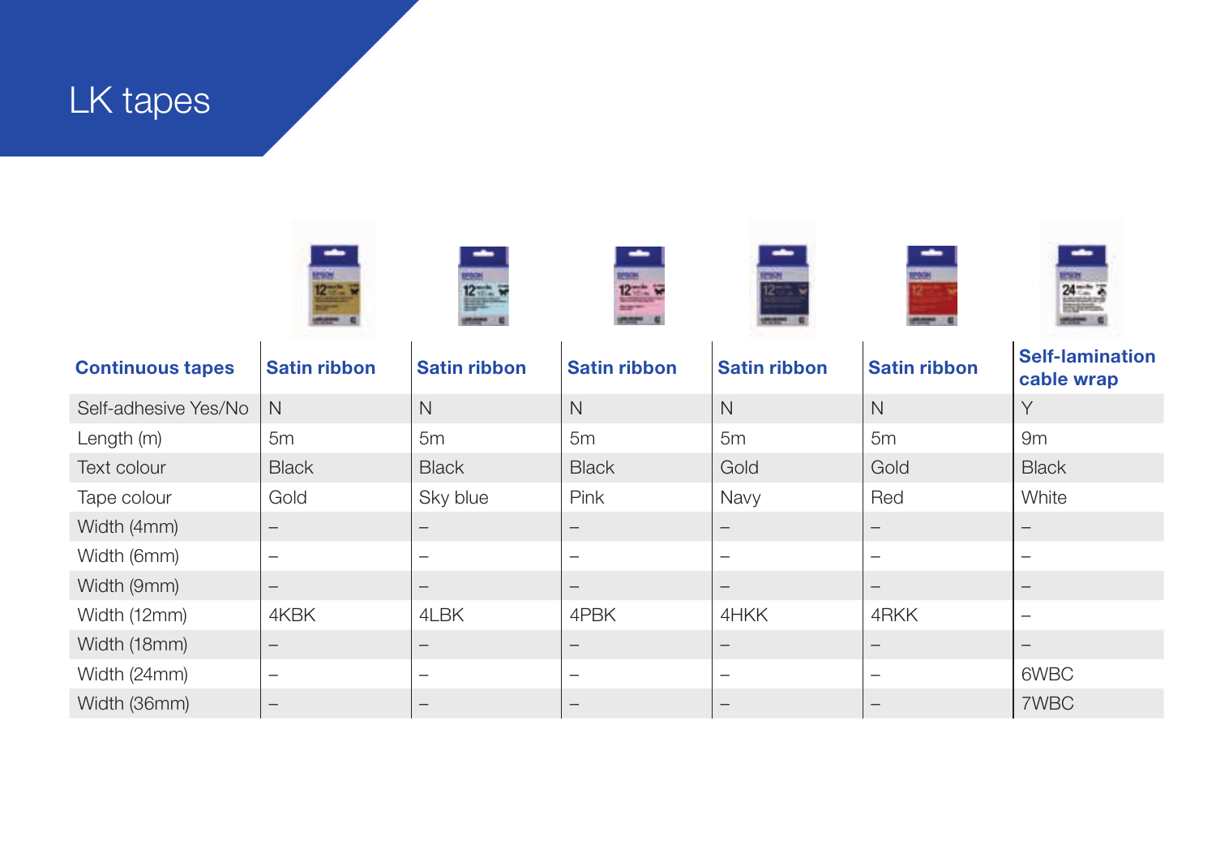# LK tapes

| Continuous tapes | Satin ribbon | Satin ribbon | Satin ribbon | Satin ribbon | Satin ribbon | Self-lamination cable wrap |
|---|---|---|---|---|---|---|
| Self-adhesive Yes/No | N | N | N | N | N | Y |
| Length (m) | 5m | 5m | 5m | 5m | 5m | 9m |
| Text colour | Black | Black | Black | Gold | Gold | Black |
| Tape colour | Gold | Sky blue | Pink | Navy | Red | White |
| Width (4mm) | – | – | – | – | – | – |
| Width (6mm) | – | – | – | – | – | – |
| Width (9mm) | – | – | – | – | – | – |
| Width (12mm) | 4KBK | 4LBK | 4PBK | 4HKK | 4RKK | – |
| Width (18mm) | – | – | – | – | – | – |
| Width (24mm) | – | – | – | – | – | 6WBC |
| Width (36mm) | – | – | – | – | – | 7WBC |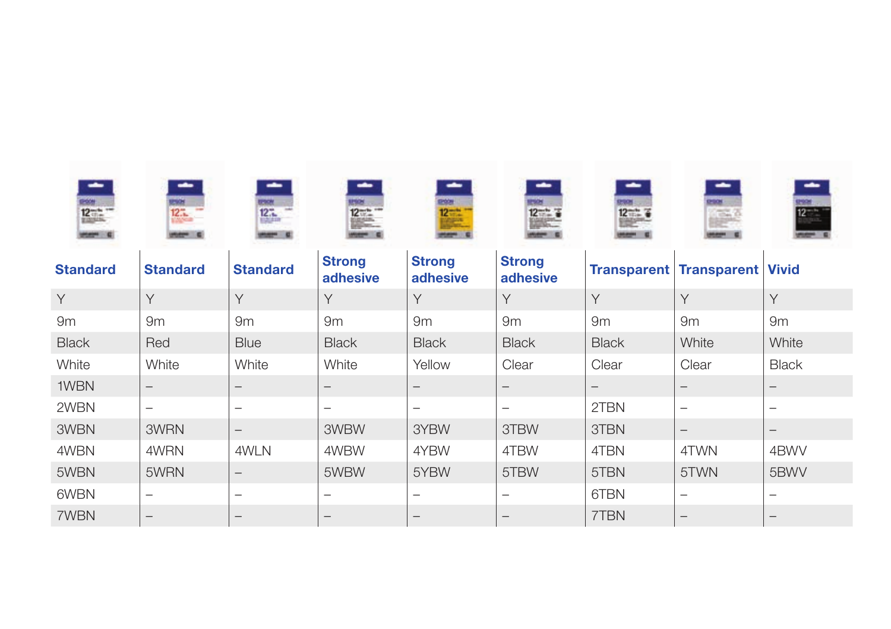| Standard | Standard | Standard | Strong adhesive | Strong adhesive | Strong adhesive | Transparent | Transparent | Vivid |
|---|---|---|---|---|---|---|---|---|
| Y | Y | Y | Y | Y | Y | Y | Y | Y |
| 9m | 9m | 9m | 9m | 9m | 9m | 9m | 9m | 9m |
| Black | Red | Blue | Black | Black | Black | Black | White | White |
| White | White | White | White | Yellow | Clear | Clear | Clear | Black |
| 1WBN | – | – | – | – | – | – | – | – |
| 2WBN | – | – | – | – | – | 2TBN | – | – |
| 3WBN | 3WRN | – | 3WBW | 3YBW | 3TBW | 3TBN | – | – |
| 4WBN | 4WRN | 4WLN | 4WBW | 4YBW | 4TBW | 4TBN | 4TWN | 4BWV |
| 5WBN | 5WRN | – | 5WBW | 5YBW | 5TBW | 5TBN | 5TWN | 5BWV |
| 6WBN | – | – | – | – | – | 6TBN | – | – |
| 7WBN | – | – | – | – | – | 7TBN | – | – |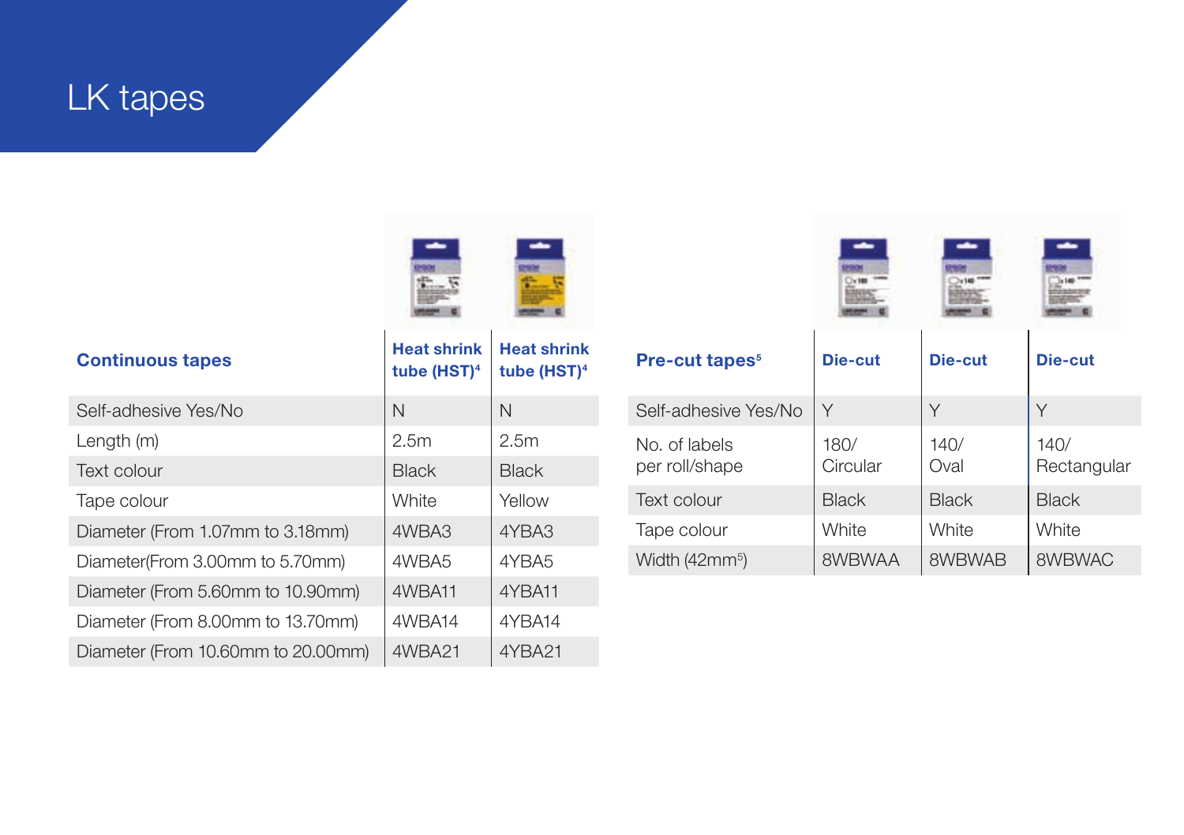# LK tapes

| Continuous tapes | Heat shrink tube (HST)[4] | Heat shrink tube (HST)[4] |
|---|---|---|
| Self-adhesive Yes/No | N | N |
| Length (m) | 2.5m | 2.5m |
| Text colour | Black | Black |
| Tape colour | White | Yellow |
| Diameter (From 1.07mm to 3.18mm) | 4WBA3 | 4YBA3 |
| Diameter(From 3.00mm to 5.70mm) | 4WBA5 | 4YBA5 |
| Diameter (From 5.60mm to 10.90mm) | 4WBA11 | 4YBA11 |
| Diameter (From 8.00mm to 13.70mm) | 4WBA14 | 4YBA14 |
| Diameter (From 10.60mm to 20.00mm) | 4WBA21 | 4YBA21 |

| Pre-cut tapes[5] | Die-cut | Die-cut | Die-cut |
|---|---|---|---|
| Self-adhesive Yes/No | Y | Y | Y |
| No. of labels per roll/shape | 180/ Circular | 140/ Oval | 140/ Rectangular |
| Text colour | Black | Black | Black |
| Tape colour | White | White | White |
| Width (42mm[5]) | 8WBWAA | 8WBWAB | 8WBWAC |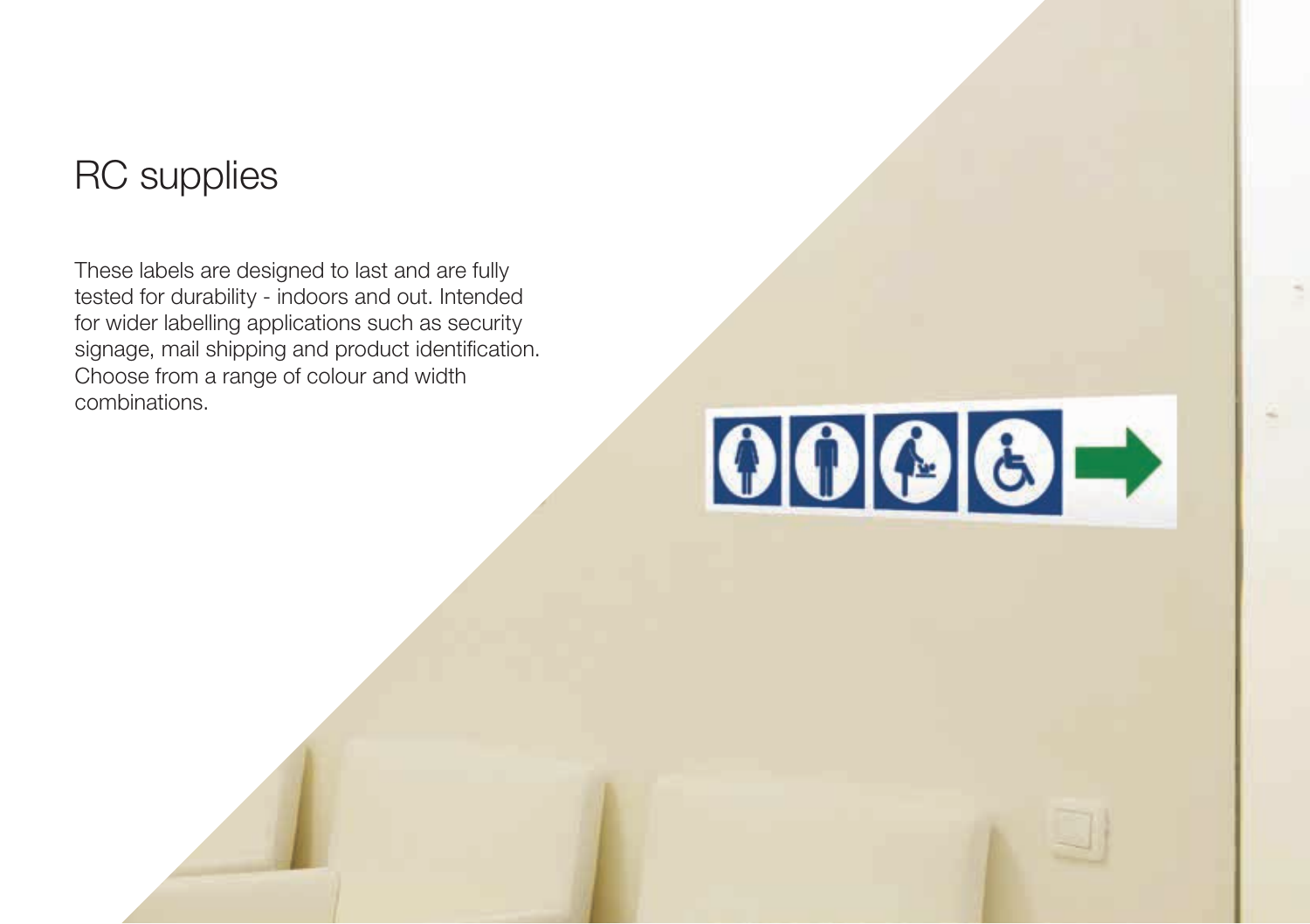# RC supplies

These labels are designed to last and are fully tested for durability - indoors and out. Intended for wider labelling applications such as security signage, mail shipping and product identification. Choose from a range of colour and width combinations.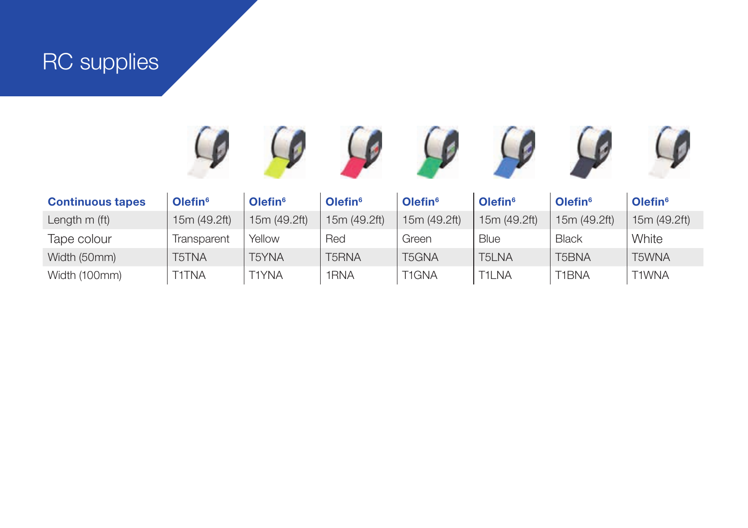# RC supplies

| Continuous tapes | Olefin[6] | Olefin[6] | Olefin[6] | Olefin[6] | Olefin[6] | Olefin[6] | Olefin[6] |
|---|---|---|---|---|---|---|---|
| Length m (ft) | 15m (49.2ft) | 15m (49.2ft) | 15m (49.2ft) | 15m (49.2ft) | 15m (49.2ft) | 15m (49.2ft) | 15m (49.2ft) |
| Tape colour | Transparent | Yellow | Red | Green | Blue | Black | White |
| Width (50mm) | T5TNA | T5YNA | T5RNA | T5GNA | T5LNA | T5BNA | T5WNA |
| Width (100mm) | T1TNA | T1YNA | 1RNA | T1GNA | T1LNA | T1BNA | T1WNA |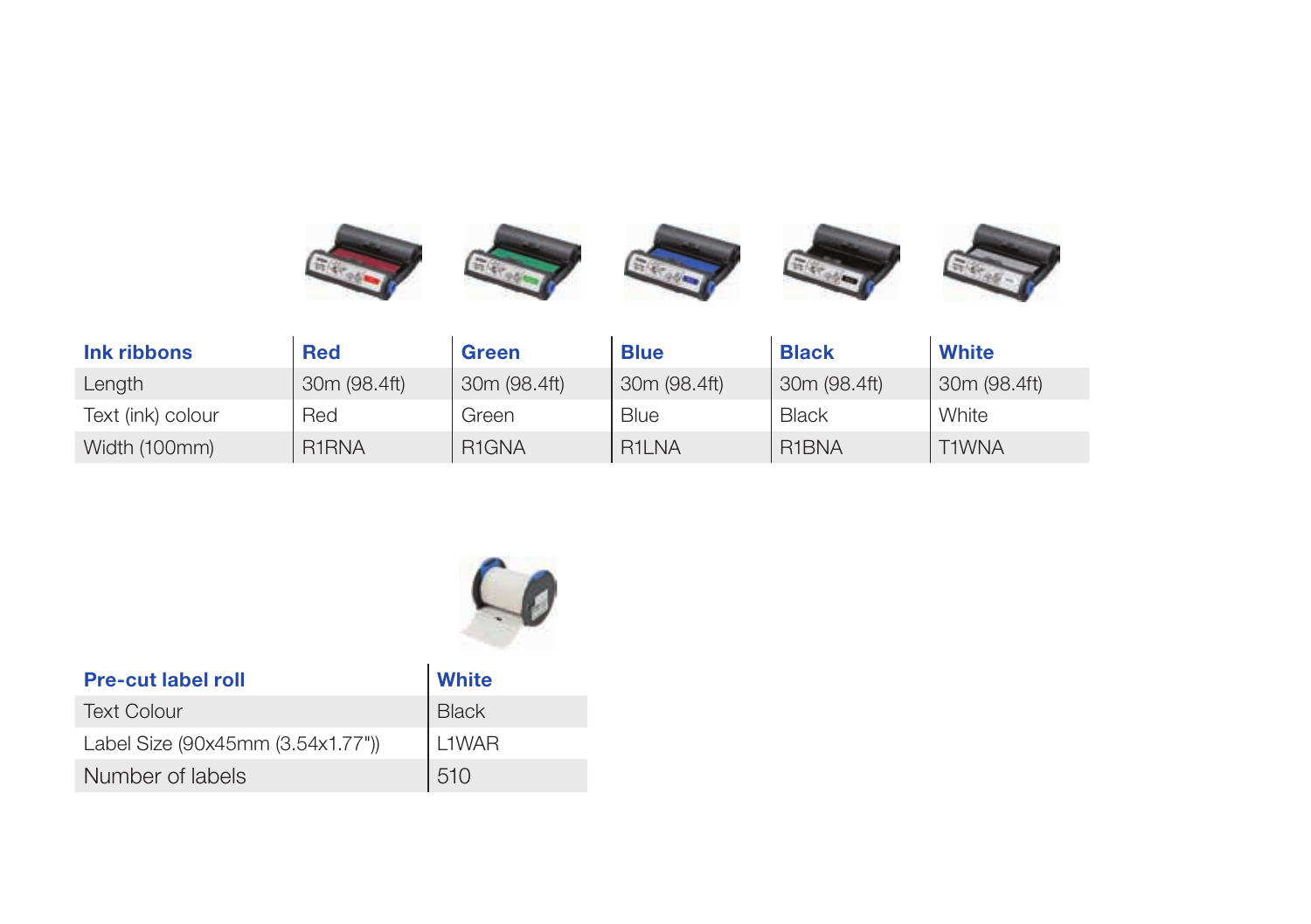| Ink ribbons | Red | Green | Blue | Black | White |
|---|---|---|---|---|---|
| Length | 30m (98.4ft) | 30m (98.4ft) | 30m (98.4ft) | 30m (98.4ft) | 30m (98.4ft) |
| Text (ink) colour | Red | Green | Blue | Black | White |
| Width (100mm) | R1RNA | R1GNA | R1LNA | R1BNA | T1WNA |

| Pre-cut label roll | White |
|---|---|
| Text Colour | Black |
| Label Size (90x45mm (3.54x1.77")) | L1WAR |
| Number of labels | 510 |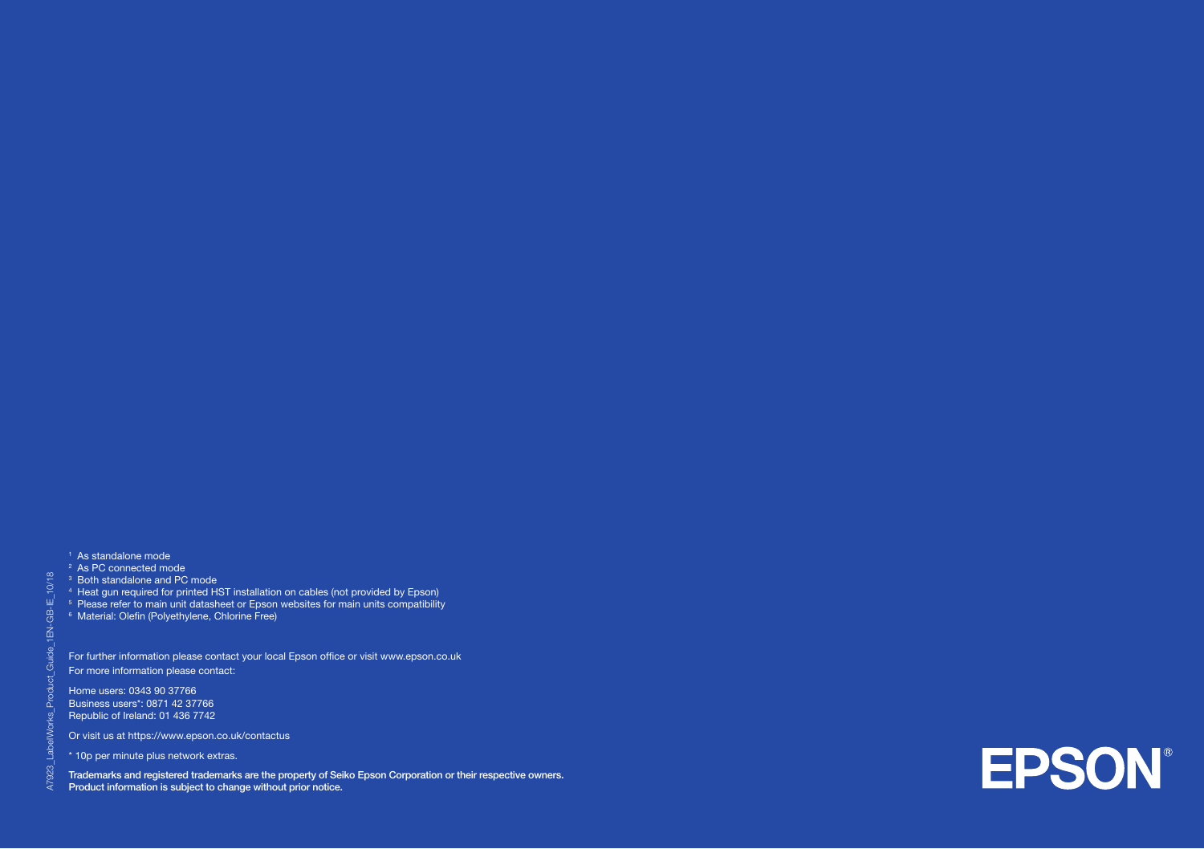[1] As standalone mode
[2] As PC connected mode
[3] Both standalone and PC mode
[4] Heat gun required for printed HST installation on cables (not provided by Epson)
[5] Please refer to main unit datasheet or Epson websites for main units compatibility
[6] Material: Olefin (Polyethylene, Chlorine Free)

For further information please contact your local Epson office or visit www.epson.co.uk

For more information please contact:

Home users: 0343 90 37766
Business users*: 0871 42 37766
Republic of Ireland: 01 436 7742

Or visit us at https://www.epson.co.uk/contactus

* 10p per minute plus network extras.

**Trademarks and registered trademarks are the property of Seiko Epson Corporation or their respective owners.**
**Product information is subject to change without prior notice.**

A7923_LabelWorks_Product_Guide_1EN-GB-IE_10/18

EPSON®